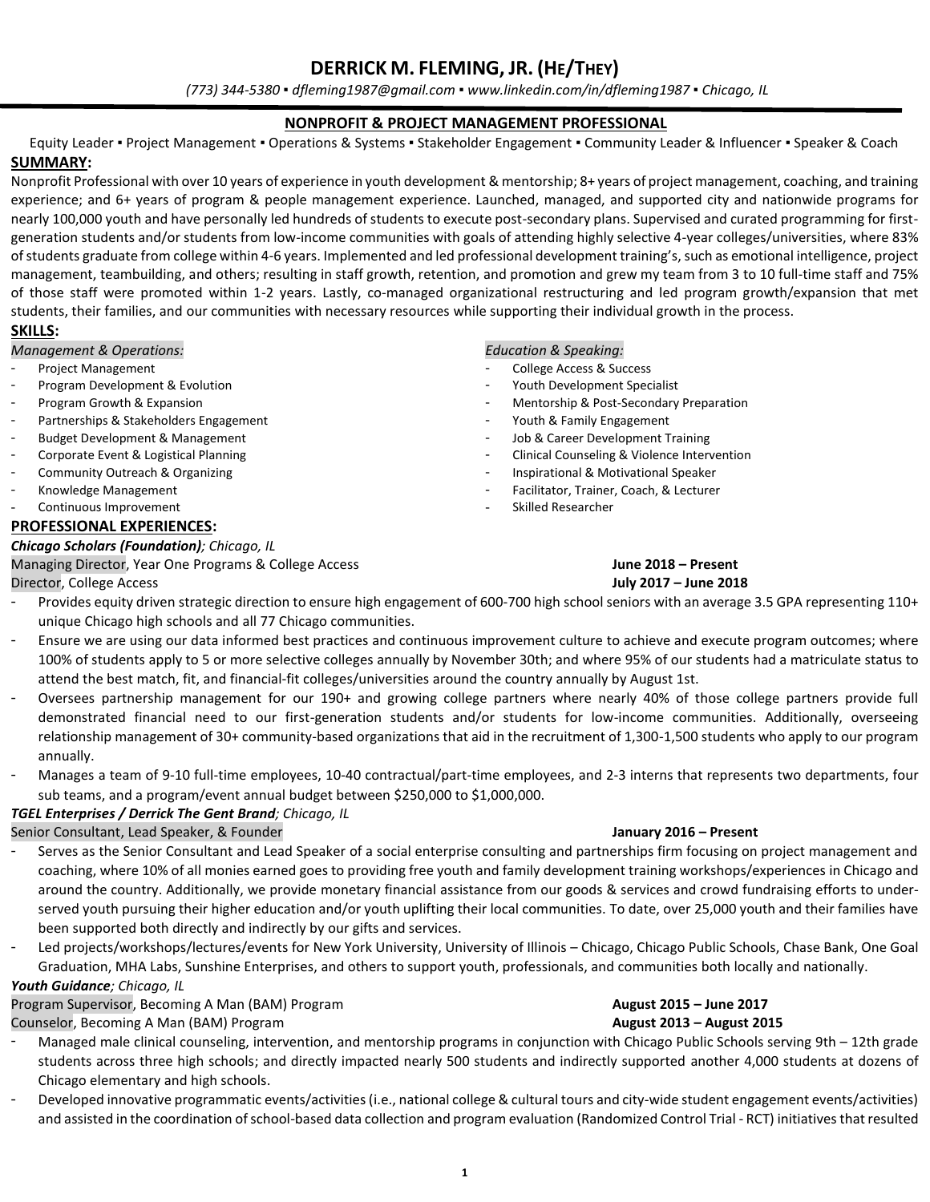# DERRICK M. FLEMING, JR. (HE/THEY)

*(773) 344-5380 ▪ dfleming1987@gmail.com ▪ www.linkedin.com/in/dfleming1987 ▪ Chicago, IL*

## NONPROFIT & PROJECT MANAGEMENT PROFESSIONAL

Equity Leader ▪ Project Management ▪ Operations & Systems ▪ Stakeholder Engagement ▪ Community Leader & Influencer ▪ Speaker & Coach

## SUMMARY:

Nonprofit Professional with over 10 years of experience in youth development & mentorship; 8+ years of project management, coaching, and training experience; and 6+ years of program & people management experience. Launched, managed, and supported city and nationwide programs for nearly 100,000 youth and have personally led hundreds of students to execute post-secondary plans. Supervised and curated programming for first-generation students and/or students from low-income communities with goals of attending highly selective 4-year colleges/universities, where 83% of students graduate from college within 4-6 years. Implemented and led professional development training's, such as emotional intelligence, project management, teambuilding, and others; resulting in staff growth, retention, and promotion and grew my team from 3 to 10 full-time staff and 75% of those staff were promoted within 1-2 years. Lastly, co-managed organizational restructuring and led program growth/expansion that met students, their families, and our communities with necessary resources while supporting their individual growth in the process.

## SKILLS:

*Management & Operations:*

- Project Management
- Program Development & Evolution
- Program Growth & Expansion
- Partnerships & Stakeholders Engagement
- Budget Development & Management
- Corporate Event & Logistical Planning
- Community Outreach & Organizing
- Knowledge Management
- Continuous Improvement

*Education & Speaking:*

- College Access & Success
- Youth Development Specialist
- Mentorship & Post-Secondary Preparation
- Youth & Family Engagement
- Job & Career Development Training
- Clinical Counseling & Violence Intervention
- Inspirational & Motivational Speaker
- Facilitator, Trainer, Coach, & Lecturer
- Skilled Researcher

## PROFESSIONAL EXPERIENCES:

***Chicago Scholars (Foundation)**; Chicago, IL*

Managing Director, Year One Programs & College Access — **June 2018 – Present**
Director, College Access — **July 2017 – June 2018**

- Provides equity driven strategic direction to ensure high engagement of 600-700 high school seniors with an average 3.5 GPA representing 110+ unique Chicago high schools and all 77 Chicago communities.
- Ensure we are using our data informed best practices and continuous improvement culture to achieve and execute program outcomes; where 100% of students apply to 5 or more selective colleges annually by November 30th; and where 95% of our students had a matriculate status to attend the best match, fit, and financial-fit colleges/universities around the country annually by August 1st.
- Oversees partnership management for our 190+ and growing college partners where nearly 40% of those college partners provide full demonstrated financial need to our first-generation students and/or students for low-income communities. Additionally, overseeing relationship management of 30+ community-based organizations that aid in the recruitment of 1,300-1,500 students who apply to our program annually.
- Manages a team of 9-10 full-time employees, 10-40 contractual/part-time employees, and 2-3 interns that represents two departments, four sub teams, and a program/event annual budget between $250,000 to $1,000,000.

***TGEL Enterprises / Derrick The Gent Brand**; Chicago, IL*

Senior Consultant, Lead Speaker, & Founder — **January 2016 – Present**

- Serves as the Senior Consultant and Lead Speaker of a social enterprise consulting and partnerships firm focusing on project management and coaching, where 10% of all monies earned goes to providing free youth and family development training workshops/experiences in Chicago and around the country. Additionally, we provide monetary financial assistance from our goods & services and crowd fundraising efforts to under-served youth pursuing their higher education and/or youth uplifting their local communities. To date, over 25,000 youth and their families have been supported both directly and indirectly by our gifts and services.
- Led projects/workshops/lectures/events for New York University, University of Illinois – Chicago, Chicago Public Schools, Chase Bank, One Goal Graduation, MHA Labs, Sunshine Enterprises, and others to support youth, professionals, and communities both locally and nationally.

***Youth Guidance**; Chicago, IL*

Program Supervisor, Becoming A Man (BAM) Program — **August 2015 – June 2017**
Counselor, Becoming A Man (BAM) Program — **August 2013 – August 2015**

- Managed male clinical counseling, intervention, and mentorship programs in conjunction with Chicago Public Schools serving 9th – 12th grade students across three high schools; and directly impacted nearly 500 students and indirectly supported another 4,000 students at dozens of Chicago elementary and high schools.
- Developed innovative programmatic events/activities (i.e., national college & cultural tours and city-wide student engagement events/activities) and assisted in the coordination of school-based data collection and program evaluation (Randomized Control Trial - RCT) initiatives that resulted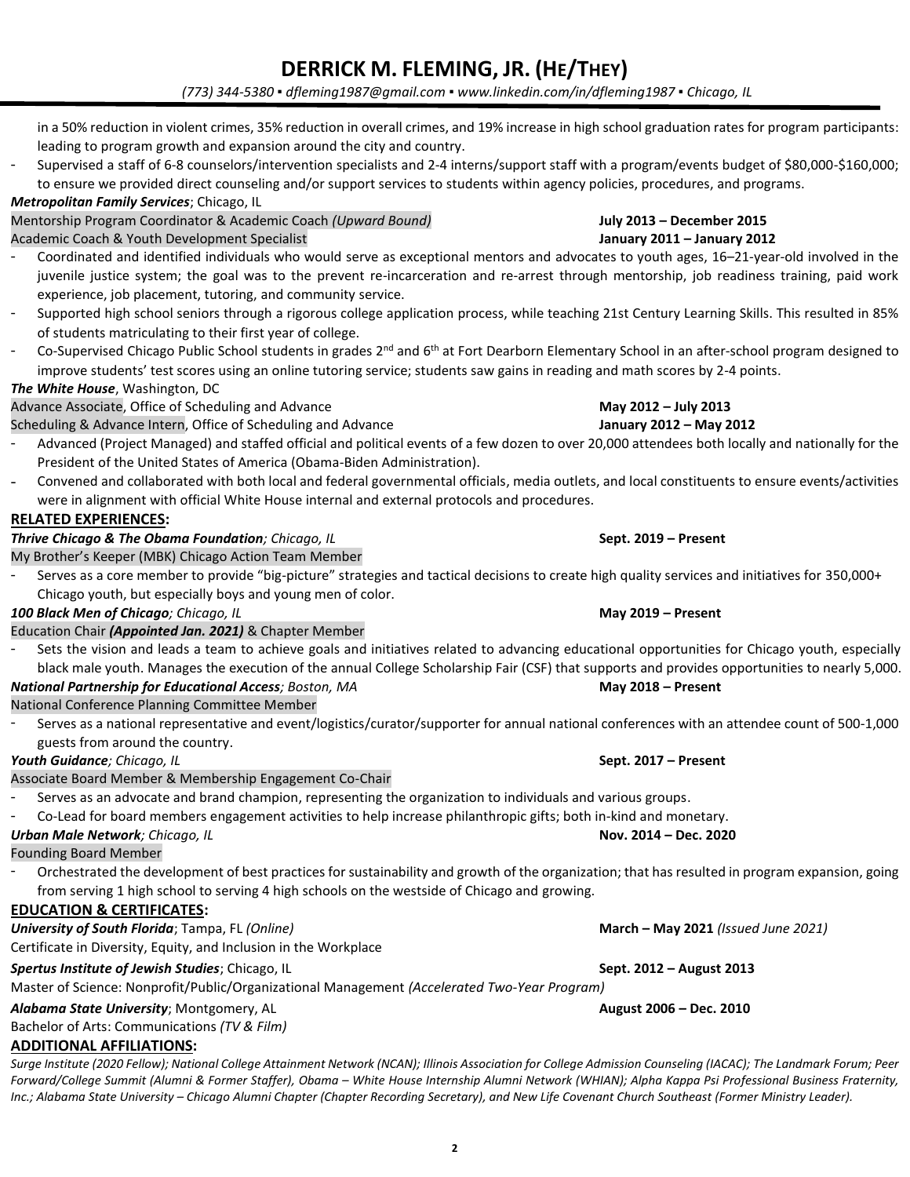# DERRICK M. FLEMING, JR. (HE/THEY)

*(773) 344-5380 ▪ dfleming1987@gmail.com ▪ www.linkedin.com/in/dfleming1987 ▪ Chicago, IL*

in a 50% reduction in violent crimes, 35% reduction in overall crimes, and 19% increase in high school graduation rates for program participants: leading to program growth and expansion around the city and country.

- Supervised a staff of 6-8 counselors/intervention specialists and 2-4 interns/support staff with a program/events budget of $80,000-$160,000; to ensure we provided direct counseling and/or support services to students within agency policies, procedures, and programs.

***Metropolitan Family Services***; Chicago, IL

Mentorship Program Coordinator & Academic Coach *(Upward Bound)* — **July 2013 – December 2015**

Academic Coach & Youth Development Specialist — **January 2011 – January 2012**

- Coordinated and identified individuals who would serve as exceptional mentors and advocates to youth ages, 16–21-year-old involved in the juvenile justice system; the goal was to the prevent re-incarceration and re-arrest through mentorship, job readiness training, paid work experience, job placement, tutoring, and community service.
- Supported high school seniors through a rigorous college application process, while teaching 21st Century Learning Skills. This resulted in 85% of students matriculating to their first year of college.
- Co-Supervised Chicago Public School students in grades 2nd and 6th at Fort Dearborn Elementary School in an after-school program designed to improve students' test scores using an online tutoring service; students saw gains in reading and math scores by 2-4 points.

***The White House***, Washington, DC

Advance Associate, Office of Scheduling and Advance — **May 2012 – July 2013**

Scheduling & Advance Intern, Office of Scheduling and Advance — **January 2012 – May 2012**

- Advanced (Project Managed) and staffed official and political events of a few dozen to over 20,000 attendees both locally and nationally for the President of the United States of America (Obama-Biden Administration).
- Convened and collaborated with both local and federal governmental officials, media outlets, and local constituents to ensure events/activities were in alignment with official White House internal and external protocols and procedures.

## RELATED EXPERIENCES:

***Thrive Chicago & The Obama Foundation**; Chicago, IL* — **Sept. 2019 – Present**

My Brother's Keeper (MBK) Chicago Action Team Member

- Serves as a core member to provide "big-picture" strategies and tactical decisions to create high quality services and initiatives for 350,000+ Chicago youth, but especially boys and young men of color.

***100 Black Men of Chicago**; Chicago, IL* — **May 2019 – Present**

Education Chair ***(Appointed Jan. 2021)*** & Chapter Member

- Sets the vision and leads a team to achieve goals and initiatives related to advancing educational opportunities for Chicago youth, especially black male youth. Manages the execution of the annual College Scholarship Fair (CSF) that supports and provides opportunities to nearly 5,000.

***National Partnership for Educational Access**; Boston, MA* — **May 2018 – Present**

National Conference Planning Committee Member

- Serves as a national representative and event/logistics/curator/supporter for annual national conferences with an attendee count of 500-1,000 guests from around the country.

***Youth Guidance**; Chicago, IL* — **Sept. 2017 – Present**

Associate Board Member & Membership Engagement Co-Chair

- Serves as an advocate and brand champion, representing the organization to individuals and various groups.
- Co-Lead for board members engagement activities to help increase philanthropic gifts; both in-kind and monetary.

***Urban Male Network**; Chicago, IL* — **Nov. 2014 – Dec. 2020**

Founding Board Member

- Orchestrated the development of best practices for sustainability and growth of the organization; that has resulted in program expansion, going from serving 1 high school to serving 4 high schools on the westside of Chicago and growing.

## EDUCATION & CERTIFICATES:

***University of South Florida***; Tampa, FL *(Online)* — **March – May 2021** *(Issued June 2021)*

Certificate in Diversity, Equity, and Inclusion in the Workplace

***Spertus Institute of Jewish Studies***; Chicago, IL — **Sept. 2012 – August 2013**

Master of Science: Nonprofit/Public/Organizational Management *(Accelerated Two-Year Program)*

***Alabama State University***; Montgomery, AL — **August 2006 – Dec. 2010**

Bachelor of Arts: Communications *(TV & Film)*

## ADDITIONAL AFFILIATIONS:

*Surge Institute (2020 Fellow); National College Attainment Network (NCAN); Illinois Association for College Admission Counseling (IACAC); The Landmark Forum; Peer Forward/College Summit (Alumni & Former Staffer), Obama – White House Internship Alumni Network (WHIAN); Alpha Kappa Psi Professional Business Fraternity, Inc.; Alabama State University – Chicago Alumni Chapter (Chapter Recording Secretary), and New Life Covenant Church Southeast (Former Ministry Leader).*